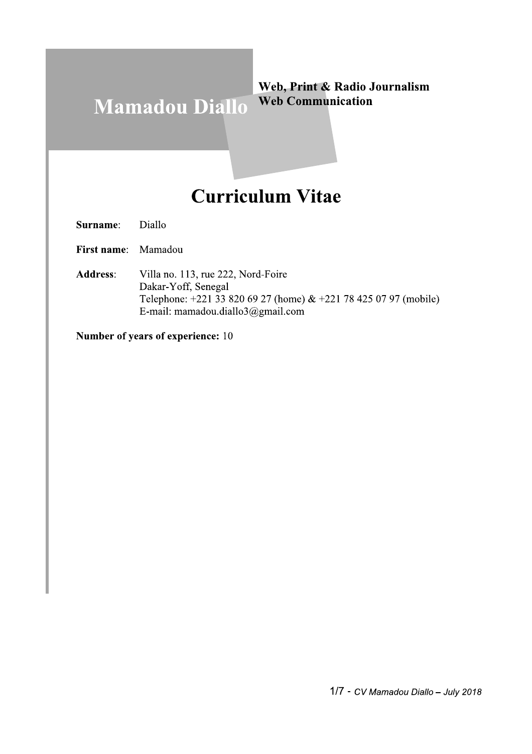# Mamadou Diallo

**Web, Print & Radio Journalism**
**Web Communication**

## Curriculum Vitae

**Surname**: Diallo

**First name**: Mamadou

**Address**: Villa no. 113, rue 222, Nord-Foire
Dakar-Yoff, Senegal
Telephone: +221 33 820 69 27 (home) & +221 78 425 07 97 (mobile)
E-mail: mamadou.diallo3@gmail.com

**Number of years of experience:** 10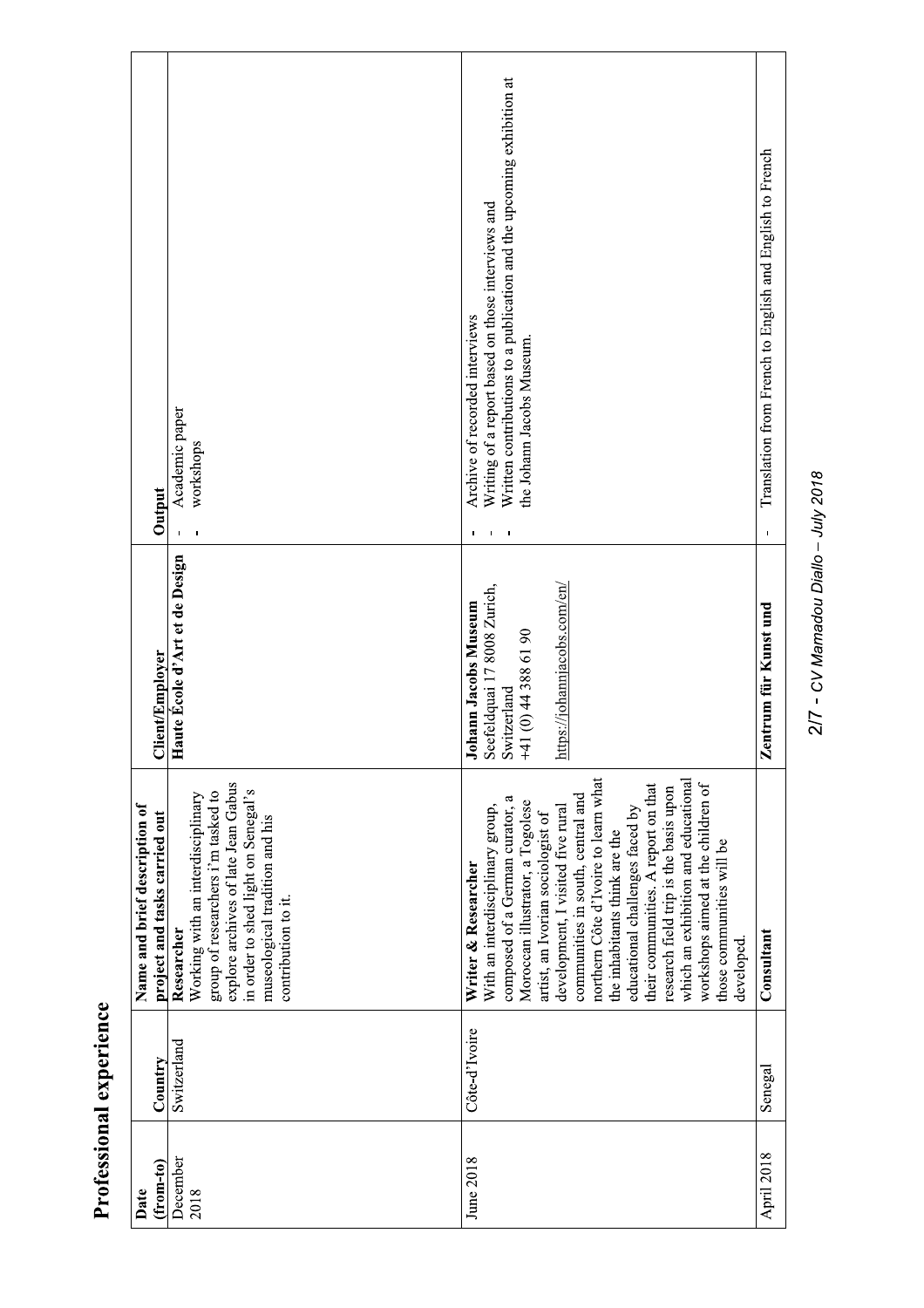## Professional experience

| Date (from-to) | Country | Name and brief description of project and tasks carried out | Client/Employer | Output |
|---|---|---|---|---|
| December 2018 | Switzerland | **Researcher** Working with an interdisciplinary group of researchers i'm tasked to explore archives of late Jean Gabus in order to shed light on Senegal's museological tradition and his contribution to it. | **Haute École d'Art et de Design** | - Academic paper<br>- workshops |
| June 2018 | Côte-d'Ivoire | **Writer & Researcher** With an interdisciplinary group, composed of a German curator, a Moroccan illustrator, a Togolese artist, an Ivorian sociologist of development, I visited five rural communities in south, central and northern Côte d'Ivoire to learn what the inhabitants think are the educational challenges faced by their communities. A report on that research field trip is the basis upon which an exhibition and educational workshops aimed at the children of those communities will be developed. | **Johann Jacobs Museum** Seefeldquai 17 8008 Zurich, Switzerland +41 (0) 44 388 61 90 https://johannjacobs.com/en/ | - Archive of recorded interviews<br>- Writing of a report based on those interviews and<br>- Written contributions to a publication and the upcoming exhibition at the Johann Jacobs Museum. |
| April 2018 | Senegal | **Consultant** | **Zentrum für Kunst und** | - Translation from French to English and English to French |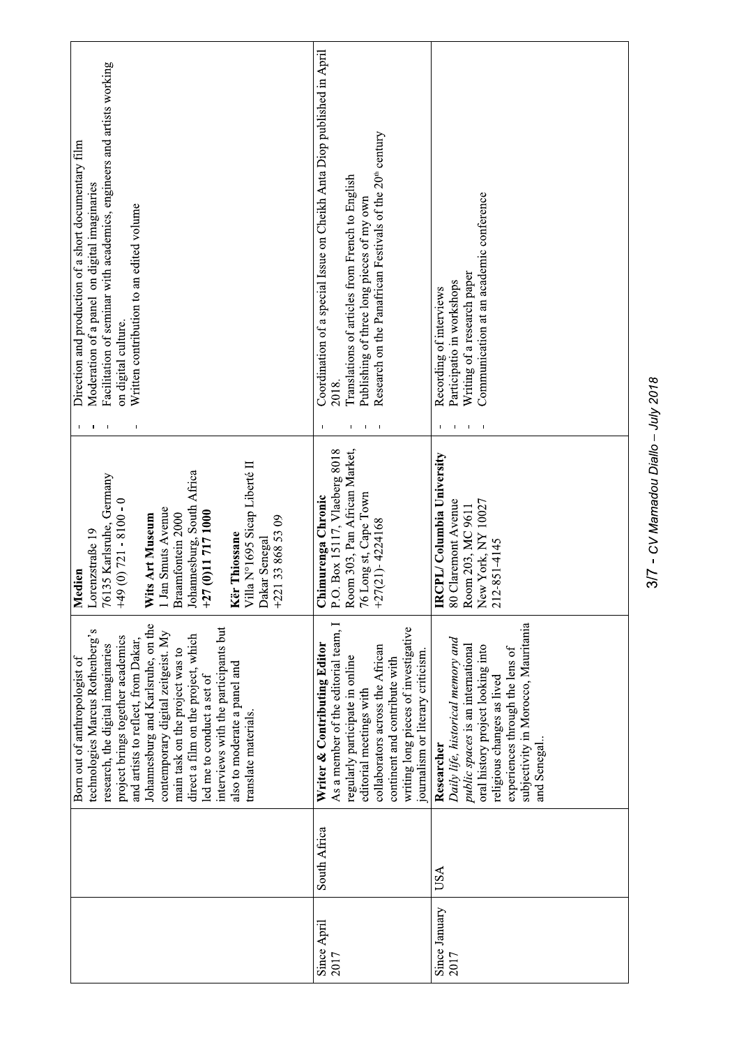| | | | | |
|---|---|---|---|---|
| | | Born out of anthropologist of technologies Marcus Rothenberg's research, the digital imaginaries project brings together academics and artists to reflect, from Dakar, Johannesburg and Karlsruhe, on the contemporary digital zeitgeist. My main task on the project was to direct a film on the project, which led me to conduct a set of interviews with the participants but also to moderate a panel and translate materials. | **Medien**<br>Lorenzstraße 19<br>76135 Karlsruhe, Germany<br>+49 (0) 721 - 8100 - 0<br><br>**Wits Art Museum**<br>1 Jan Smuts Avenue<br>Braamfontein 2000<br>Johannesburg, South Africa<br>**+27 (0)11 717 1000**<br><br>**Kër Thiossane**<br>Villa N°1695 Sicap Liberté II<br>Dakar Senegal<br>+221 33 868 53 09 | - Direction and production of a short documentary film<br>- Moderation of a panel on digital imaginaries<br>- Facilitation of seminar with academics, engineers and artists working on digital culture.<br>- Written contribution to an edited volume |
| Since April 2017 | South Africa | **Writer & Contributing Editor**<br>As a member of the editorial team, I regularly participate in online editorial meetings with collaborators across the African continent and contribute with writing long pieces of investigative journalism or literary criticism. | **Chimurenga Chronic**<br>P.O. Box 15117, Vlaeberg 8018<br>Room 303, Pan African Market, 76 Long st, Cape Town<br>+27(21)- 4224168 | - Coordination of a special Issue on Cheikh Anta Diop published in April 2018.<br>- Translations of articles from French to English<br>- Publishing of three long pieces of my own<br>- Research on the Panafrican Festivals of the 20th century |
| Since January 2017 | USA | **Researcher**<br>*Daily life, historical memory and public spaces* is an international oral history project looking into religious changes as lived experiences through the lens of subjectivity in Morocco, Mauritania and Senegal.. | **IRCPL/ Columbia University**<br>80 Claremont Avenue<br>Room 203, MC 9611<br>New York, NY 10027<br>212-851-4145 | - Recording of interviews<br>- Participatio in workshops<br>- Writing of a research paper<br>- Communication at an academic conference |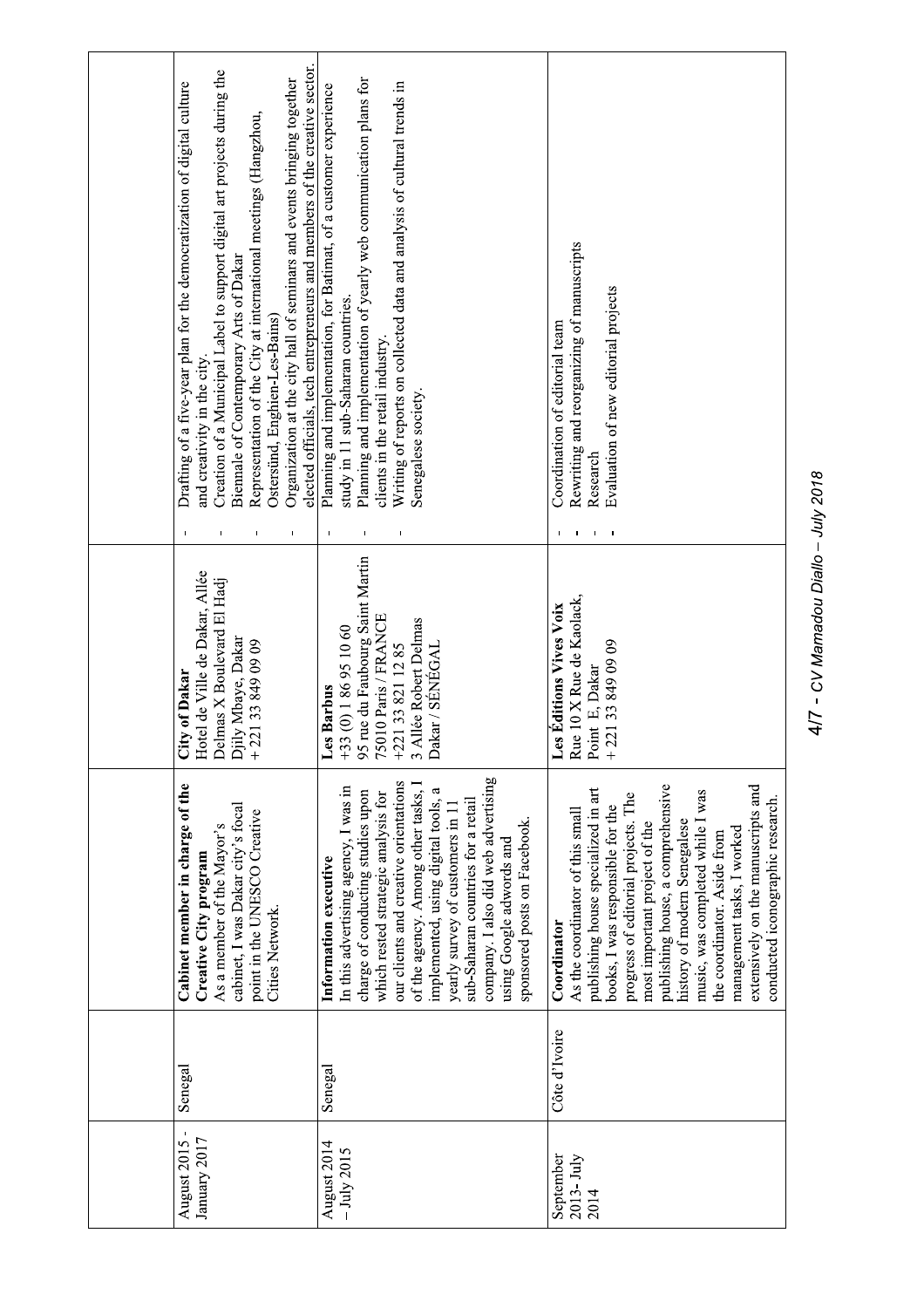| | | | | |
|---|---|---|---|---|
| August 2015 - January 2017 | Senegal | **Cabinet member in charge of the Creative City program**<br>As a member of the Mayor's cabinet, I was Dakar city's focal point in the UNESCO Creative Cities Network. | **City of Dakar**<br>Hotel de Ville de Dakar, Allée Delmas X Boulevard El Hadj Djily Mbaye, Dakar<br>+ 221 33 849 09 09 | - Drafting of a five-year plan for the democratization of digital culture and creativity in the city.<br>- Creation of a Municipal Label to support digital art projects during the Biennale of Contemporary Arts of Dakar<br>- Representation of the City at international meetings (Hangzhou, Ostersünd, Enghien-Les-Bains)<br>- Organization at the city hall of seminars and events bringing together elected officials, tech entrepreneurs and members of the creative sector. |
| August 2014 – July 2015 | Senegal | **Information executive**<br>In this advertising agency, I was in charge of conducting studies upon which rested strategic analysis for our clients and creative orientations of the agency. Among other tasks, I implemented, using digital tools, a yearly survey of customers in 11 sub-Saharan countries for a retail company. I also did web advertising using Google adwords and sponsored posts on Facebook. | **Les Barbus**<br>+33 (0) 1 86 95 10 60<br>95 rue du Faubourg Saint Martin<br>75010 Paris / FRANCE<br>+221 33 821 12 85<br>3 Allée Robert Delmas<br>Dakar / SÉNÉGAL | - Planning and implementation, for Batimat, of a customer experience study in 11 sub-Saharan countries.<br>- Planning and implementation of yearly web communication plans for clients in the retail industry.<br>- Writing of reports on collected data and analysis of cultural trends in Senegalese society. |
| September 2013- July 2014 | Côte d'Ivoire | **Coordinator**<br>As the coordinator of this small publishing house specialized in art books, I was responsible for the progress of editorial projects. The most important project of the publishing house, a comprehensive history of modern Senegalese music, was completed while I was the coordinator. Aside from management tasks, I worked extensively on the manuscripts and conducted iconographic research. | **Les Éditions Vives Voix**<br>Rue 10 X Rue de Kaolack, Point E, Dakar<br>+ 221 33 849 09 09 | - Coordination of editorial team<br>- Rewriting and reorganizing of manuscripts<br>- Research<br>- Evaluation of new editorial projects |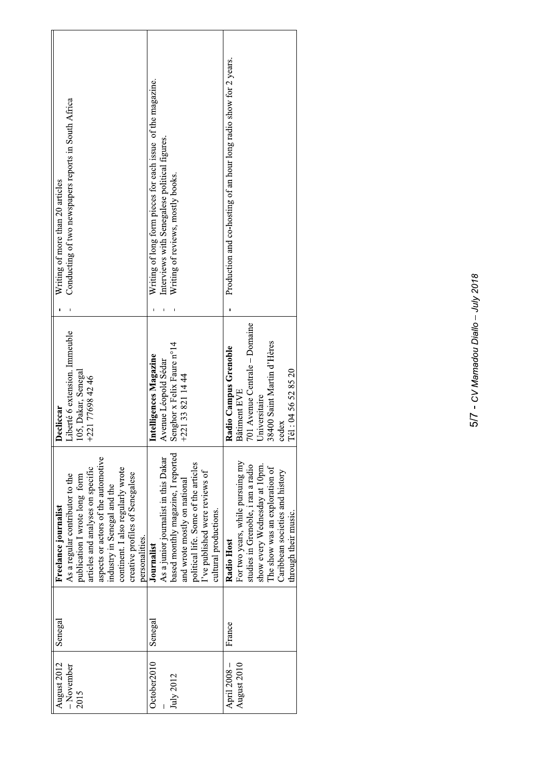| August 2012 – November 2015 | Senegal | **Freelance journalist**<br>As a regular contributor to the publication I wrote long form articles and analyses on specific aspects or actors of the automotive industry in Senegal and the continent. I also regularly wrote creative profiles of Senegalese personalities. | **Declicar**<br>Liberté 6 extension. Immeuble 105, Dakar, Senegal<br>+221 77698 42 46 | - Writing of more than 20 articles<br>- Conducting of two newspapers reports in South Africa |
|---|---|---|---|---|
| October2010 – July 2012 | Senegal | **Journalist**<br>As a junior journalist in this Dakar based monthly magazine, I reported and wrote mostly on national political life. Some of the articles I've published were reviews of cultural productions. | **Intelligences Magazine**<br>Avenue Léopold Sédar Senghor x Felix Faure n°14<br>+221 33 821 14 44 | - Writing of long form pieces for each issue of the magazine.<br>- Interviews with Senegalese political figures.<br>- Writing of reviews, mostly books. |
| April 2008 – August 2010 | France | **Radio Host**<br>For two years, while pursuing my studies in Grenoble, i ran a radio show every Wednesday at 10pm. The show was an exploration of Caribbean societies and history through their music. | **Radio Campus Grenoble**<br>Bâtiment EVE<br>701 Avenue Centrale – Domaine Universitaire<br>38400 Saint Martin d'Hères cedex<br>Tél : 04 56 52 85 20 | - Production and co-hosting of an hour long radio show for 2 years. |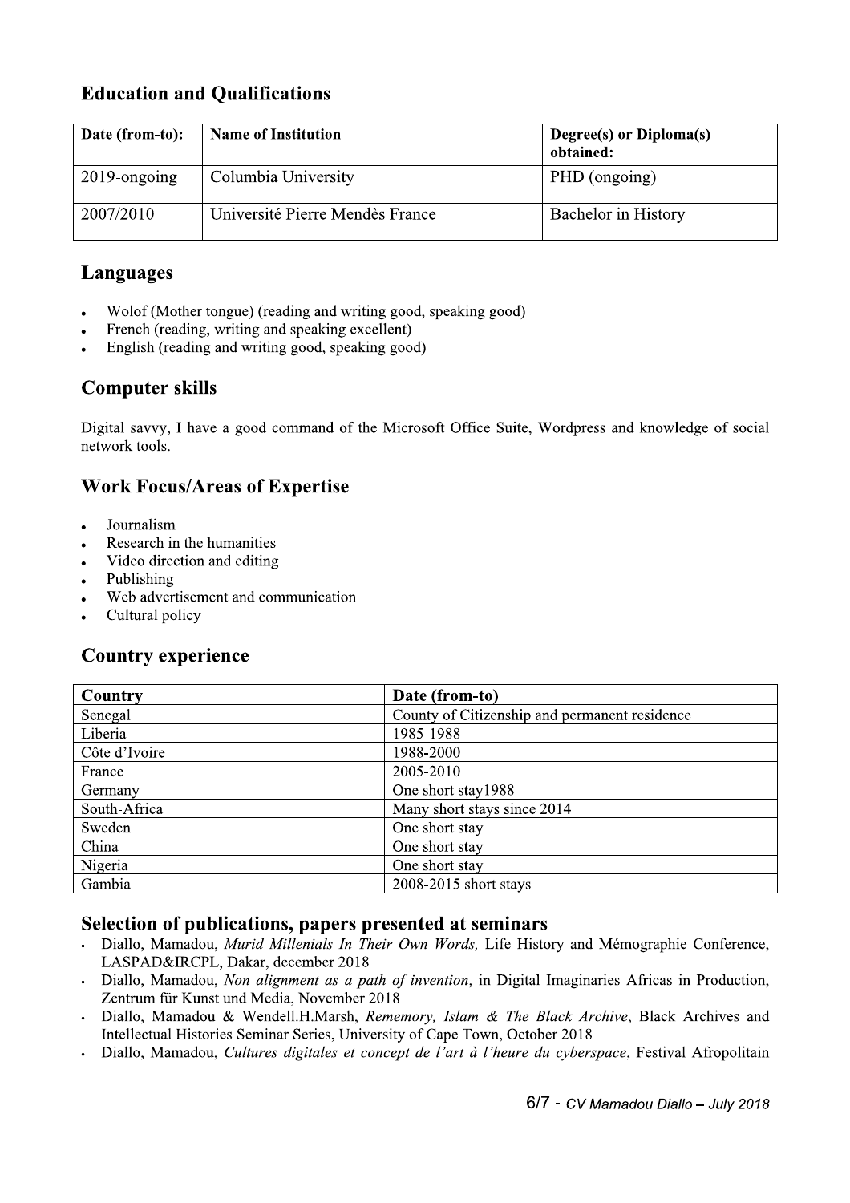## Education and Qualifications

| Date (from-to): | Name of Institution | Degree(s) or Diploma(s) obtained: |
|---|---|---|
| 2019-ongoing | Columbia University | PHD (ongoing) |
| 2007/2010 | Université Pierre Mendès France | Bachelor in History |

## Languages

- Wolof (Mother tongue) (reading and writing good, speaking good)
- French (reading, writing and speaking excellent)
- English (reading and writing good, speaking good)

## Computer skills

Digital savvy, I have a good command of the Microsoft Office Suite, Wordpress and knowledge of social network tools.

## Work Focus/Areas of Expertise

- Journalism
- Research in the humanities
- Video direction and editing
- Publishing
- Web advertisement and communication
- Cultural policy

## Country experience

| Country | Date (from-to) |
|---|---|
| Senegal | County of Citizenship and permanent residence |
| Liberia | 1985-1988 |
| Côte d'Ivoire | 1988-2000 |
| France | 2005-2010 |
| Germany | One short stay1988 |
| South-Africa | Many short stays since 2014 |
| Sweden | One short stay |
| China | One short stay |
| Nigeria | One short stay |
| Gambia | 2008-2015 short stays |

## Selection of publications, papers presented at seminars

- Diallo, Mamadou, *Murid Millenials In Their Own Words,* Life History and Mémographie Conference, LASPAD&IRCPL, Dakar, december 2018
- Diallo, Mamadou, *Non alignment as a path of invention*, in Digital Imaginaries Africas in Production, Zentrum für Kunst und Media, November 2018
- Diallo, Mamadou & Wendell.H.Marsh, *Rememory, Islam & The Black Archive*, Black Archives and Intellectual Histories Seminar Series, University of Cape Town, October 2018
- Diallo, Mamadou, *Cultures digitales et concept de l'art à l'heure du cyberspace*, Festival Afropolitain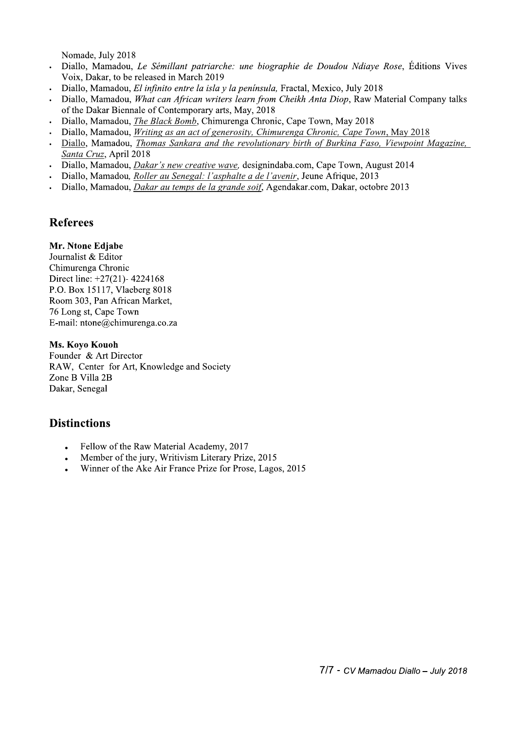Nomade, July 2018

- Diallo, Mamadou, *Le Sémillant patriarche: une biographie de Doudou Ndiaye Rose*, Éditions Vives Voix, Dakar, to be released in March 2019
- Diallo, Mamadou, *El infinito entre la isla y la península,* Fractal, Mexico, July 2018
- Diallo, Mamadou, *What can African writers learn from Cheikh Anta Diop*, Raw Material Company talks of the Dakar Biennale of Contemporary arts, May, 2018
- Diallo, Mamadou, *The Black Bomb*, Chimurenga Chronic, Cape Town, May 2018
- Diallo, Mamadou, *Writing as an act of generosity, Chimurenga Chronic, Cape Town*, May 2018
- Diallo, Mamadou, *Thomas Sankara and the revolutionary birth of Burkina Faso, Viewpoint Magazine, Santa Cruz*, April 2018
- Diallo, Mamadou, *Dakar's new creative wave,* designindaba.com, Cape Town, August 2014
- Diallo, Mamadou*, Roller au Senegal: l'asphalte a de l'avenir*, Jeune Afrique, 2013
- Diallo, Mamadou, *Dakar au temps de la grande soif*, Agendakar.com, Dakar, octobre 2013

## Referees

**Mr. Ntone Edjabe**
Journalist & Editor
Chimurenga Chronic
Direct line: +27(21)- 4224168
P.O. Box 15117, Vlaeberg 8018
Room 303, Pan African Market,
76 Long st, Cape Town
E-mail: ntone@chimurenga.co.za

**Ms. Koyo Kouoh**
Founder & Art Director
RAW, Center for Art, Knowledge and Society
Zone B Villa 2B
Dakar, Senegal

## Distinctions

- Fellow of the Raw Material Academy, 2017
- Member of the jury, Writivism Literary Prize, 2015
- Winner of the Ake Air France Prize for Prose, Lagos, 2015